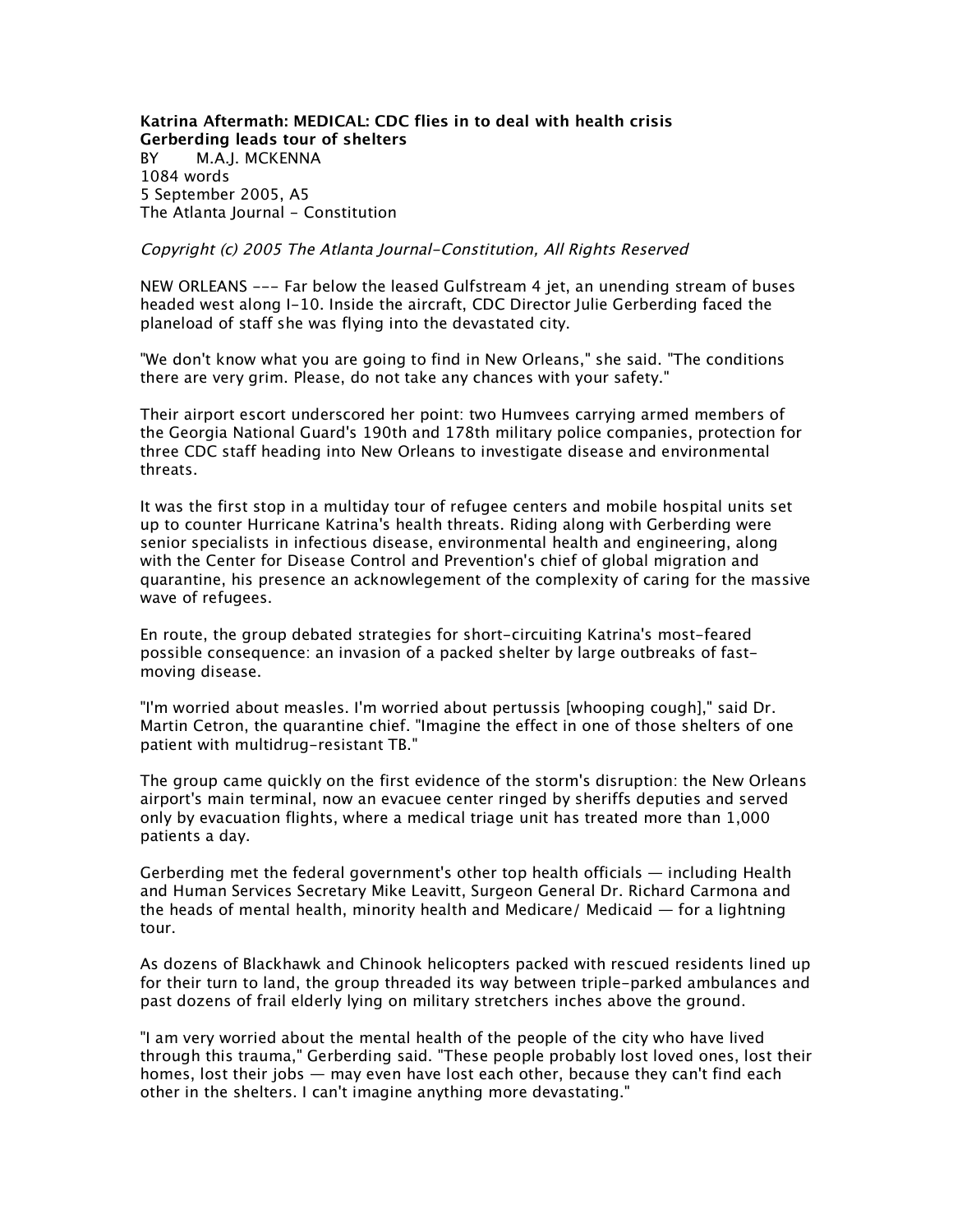**Katrina Aftermath: MEDICAL: CDC flies in to deal with health crisis**
**Gerberding leads tour of shelters**
BY M.A.J. MCKENNA
1084 words
5 September 2005, A5
The Atlanta Journal - Constitution

*Copyright (c) 2005 The Atlanta Journal-Constitution, All Rights Reserved*

NEW ORLEANS --- Far below the leased Gulfstream 4 jet, an unending stream of buses headed west along I-10. Inside the aircraft, CDC Director Julie Gerberding faced the planeload of staff she was flying into the devastated city.

"We don't know what you are going to find in New Orleans," she said. "The conditions there are very grim. Please, do not take any chances with your safety."

Their airport escort underscored her point: two Humvees carrying armed members of the Georgia National Guard's 190th and 178th military police companies, protection for three CDC staff heading into New Orleans to investigate disease and environmental threats.

It was the first stop in a multiday tour of refugee centers and mobile hospital units set up to counter Hurricane Katrina's health threats. Riding along with Gerberding were senior specialists in infectious disease, environmental health and engineering, along with the Center for Disease Control and Prevention's chief of global migration and quarantine, his presence an acknowlegement of the complexity of caring for the massive wave of refugees.

En route, the group debated strategies for short-circuiting Katrina's most-feared possible consequence: an invasion of a packed shelter by large outbreaks of fast-moving disease.

"I'm worried about measles. I'm worried about pertussis [whooping cough]," said Dr. Martin Cetron, the quarantine chief. "Imagine the effect in one of those shelters of one patient with multidrug-resistant TB."

The group came quickly on the first evidence of the storm's disruption: the New Orleans airport's main terminal, now an evacuee center ringed by sheriffs deputies and served only by evacuation flights, where a medical triage unit has treated more than 1,000 patients a day.

Gerberding met the federal government's other top health officials — including Health and Human Services Secretary Mike Leavitt, Surgeon General Dr. Richard Carmona and the heads of mental health, minority health and Medicare/ Medicaid — for a lightning tour.

As dozens of Blackhawk and Chinook helicopters packed with rescued residents lined up for their turn to land, the group threaded its way between triple-parked ambulances and past dozens of frail elderly lying on military stretchers inches above the ground.

"I am very worried about the mental health of the people of the city who have lived through this trauma," Gerberding said. "These people probably lost loved ones, lost their homes, lost their jobs — may even have lost each other, because they can't find each other in the shelters. I can't imagine anything more devastating."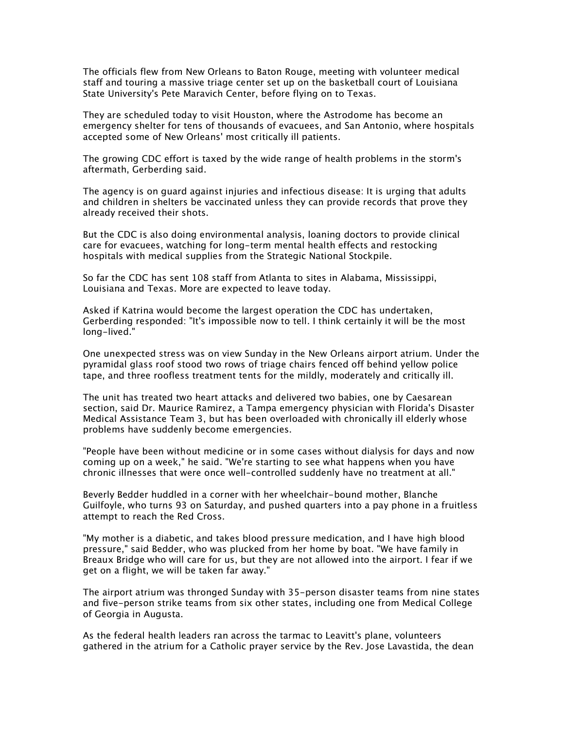The officials flew from New Orleans to Baton Rouge, meeting with volunteer medical staff and touring a massive triage center set up on the basketball court of Louisiana State University's Pete Maravich Center, before flying on to Texas.

They are scheduled today to visit Houston, where the Astrodome has become an emergency shelter for tens of thousands of evacuees, and San Antonio, where hospitals accepted some of New Orleans' most critically ill patients.

The growing CDC effort is taxed by the wide range of health problems in the storm's aftermath, Gerberding said.

The agency is on guard against injuries and infectious disease: It is urging that adults and children in shelters be vaccinated unless they can provide records that prove they already received their shots.

But the CDC is also doing environmental analysis, loaning doctors to provide clinical care for evacuees, watching for long-term mental health effects and restocking hospitals with medical supplies from the Strategic National Stockpile.

So far the CDC has sent 108 staff from Atlanta to sites in Alabama, Mississippi, Louisiana and Texas. More are expected to leave today.

Asked if Katrina would become the largest operation the CDC has undertaken, Gerberding responded: "It's impossible now to tell. I think certainly it will be the most long-lived."

One unexpected stress was on view Sunday in the New Orleans airport atrium. Under the pyramidal glass roof stood two rows of triage chairs fenced off behind yellow police tape, and three roofless treatment tents for the mildly, moderately and critically ill.

The unit has treated two heart attacks and delivered two babies, one by Caesarean section, said Dr. Maurice Ramirez, a Tampa emergency physician with Florida's Disaster Medical Assistance Team 3, but has been overloaded with chronically ill elderly whose problems have suddenly become emergencies.

"People have been without medicine or in some cases without dialysis for days and now coming up on a week," he said. "We're starting to see what happens when you have chronic illnesses that were once well-controlled suddenly have no treatment at all."

Beverly Bedder huddled in a corner with her wheelchair-bound mother, Blanche Guilfoyle, who turns 93 on Saturday, and pushed quarters into a pay phone in a fruitless attempt to reach the Red Cross.

"My mother is a diabetic, and takes blood pressure medication, and I have high blood pressure," said Bedder, who was plucked from her home by boat. "We have family in Breaux Bridge who will care for us, but they are not allowed into the airport. I fear if we get on a flight, we will be taken far away."

The airport atrium was thronged Sunday with 35-person disaster teams from nine states and five-person strike teams from six other states, including one from Medical College of Georgia in Augusta.

As the federal health leaders ran across the tarmac to Leavitt's plane, volunteers gathered in the atrium for a Catholic prayer service by the Rev. Jose Lavastida, the dean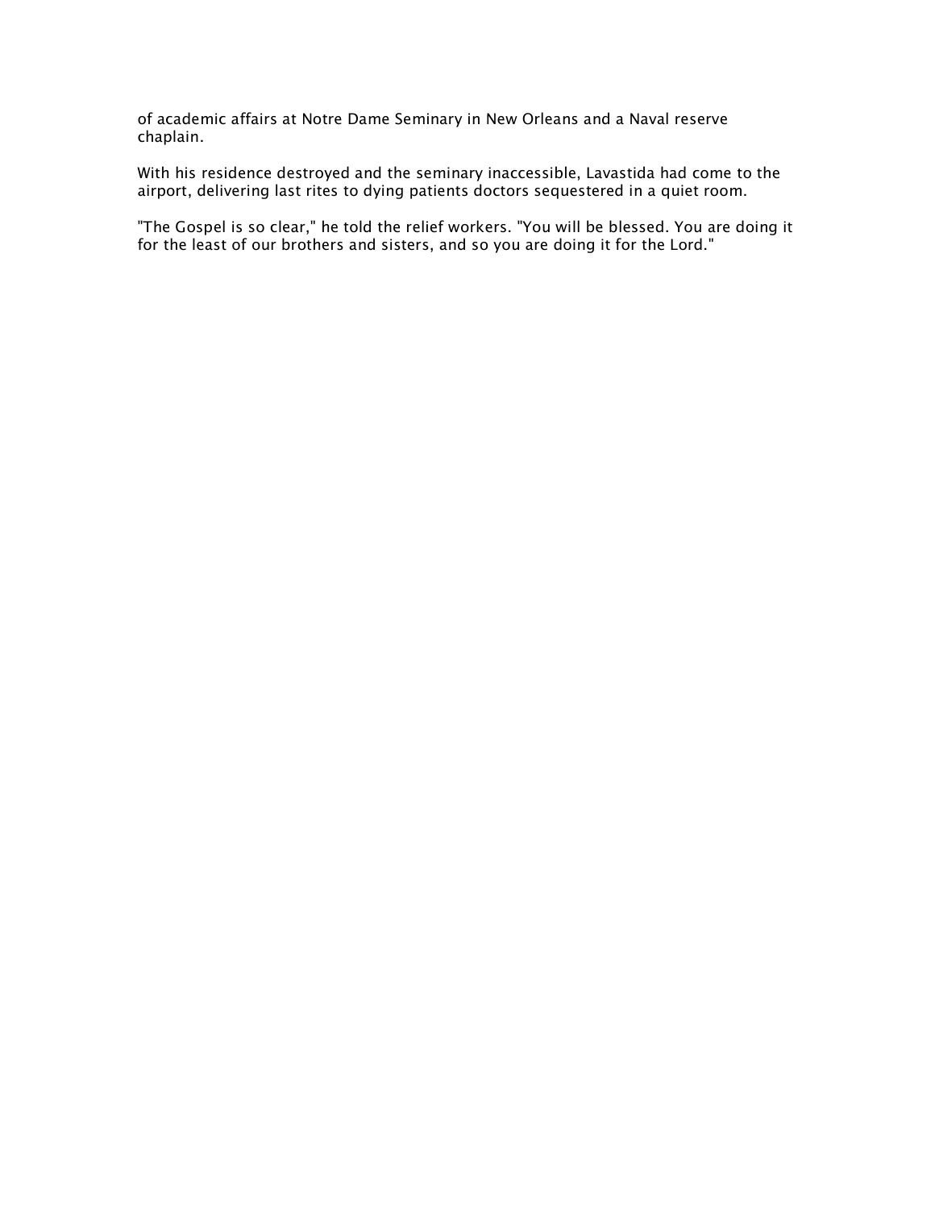of academic affairs at Notre Dame Seminary in New Orleans and a Naval reserve chaplain.

With his residence destroyed and the seminary inaccessible, Lavastida had come to the airport, delivering last rites to dying patients doctors sequestered in a quiet room.

"The Gospel is so clear," he told the relief workers. "You will be blessed. You are doing it for the least of our brothers and sisters, and so you are doing it for the Lord."